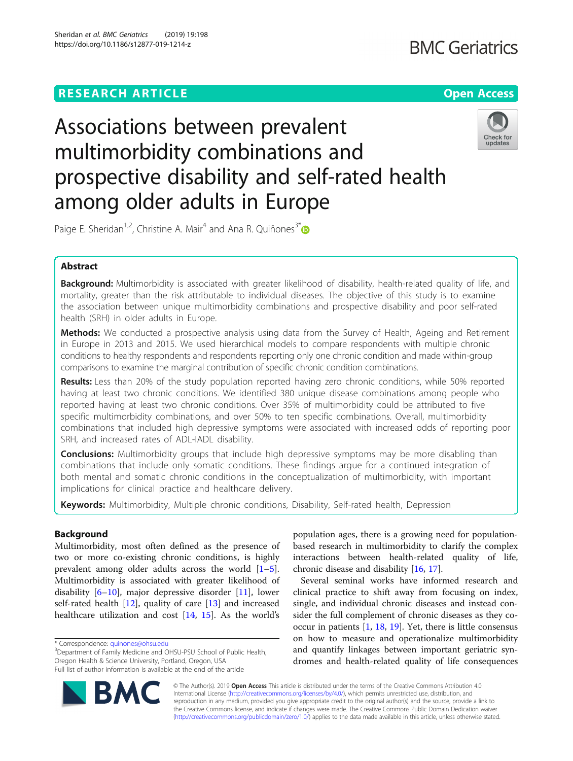**RESEARCH ARTICLE** **Open Access**

# Associations between prevalent multimorbidity combinations and prospective disability and self-rated health among older adults in Europe

Paige E. Sheridan[1,2], Christine A. Mair[4] and Ana R. Quiñones[3*]

## Abstract

**Background:** Multimorbidity is associated with greater likelihood of disability, health-related quality of life, and mortality, greater than the risk attributable to individual diseases. The objective of this study is to examine the association between unique multimorbidity combinations and prospective disability and poor self-rated health (SRH) in older adults in Europe.

**Methods:** We conducted a prospective analysis using data from the Survey of Health, Ageing and Retirement in Europe in 2013 and 2015. We used hierarchical models to compare respondents with multiple chronic conditions to healthy respondents and respondents reporting only one chronic condition and made within-group comparisons to examine the marginal contribution of specific chronic condition combinations.

**Results:** Less than 20% of the study population reported having zero chronic conditions, while 50% reported having at least two chronic conditions. We identified 380 unique disease combinations among people who reported having at least two chronic conditions. Over 35% of multimorbidity could be attributed to five specific multimorbidity combinations, and over 50% to ten specific combinations. Overall, multimorbidity combinations that included high depressive symptoms were associated with increased odds of reporting poor SRH, and increased rates of ADL-IADL disability.

**Conclusions:** Multimorbidity groups that include high depressive symptoms may be more disabling than combinations that include only somatic conditions. These findings argue for a continued integration of both mental and somatic chronic conditions in the conceptualization of multimorbidity, with important implications for clinical practice and healthcare delivery.

**Keywords:** Multimorbidity, Multiple chronic conditions, Disability, Self-rated health, Depression

## Background

Multimorbidity, most often defined as the presence of two or more co-existing chronic conditions, is highly prevalent among older adults across the world [1–5]. Multimorbidity is associated with greater likelihood of disability [6–10], major depressive disorder [11], lower self-rated health [12], quality of care [13] and increased healthcare utilization and cost [14, 15]. As the world's population ages, there is a growing need for population-based research in multimorbidity to clarify the complex interactions between health-related quality of life, chronic disease and disability [16, 17].

Several seminal works have informed research and clinical practice to shift away from focusing on index, single, and individual chronic diseases and instead consider the full complement of chronic diseases as they co-occur in patients [1, 18, 19]. Yet, there is little consensus on how to measure and operationalize multimorbidity and quantify linkages between important geriatric syndromes and health-related quality of life consequences

\* Correspondence: quinones@ohsu.edu
[3]Department of Family Medicine and OHSU-PSU School of Public Health, Oregon Health & Science University, Portland, Oregon, USA
Full list of author information is available at the end of the article

© The Author(s). 2019 **Open Access** This article is distributed under the terms of the Creative Commons Attribution 4.0 International License (http://creativecommons.org/licenses/by/4.0/), which permits unrestricted use, distribution, and reproduction in any medium, provided you give appropriate credit to the original author(s) and the source, provide a link to the Creative Commons license, and indicate if changes were made. The Creative Commons Public Domain Dedication waiver (http://creativecommons.org/publicdomain/zero/1.0/) applies to the data made available in this article, unless otherwise stated.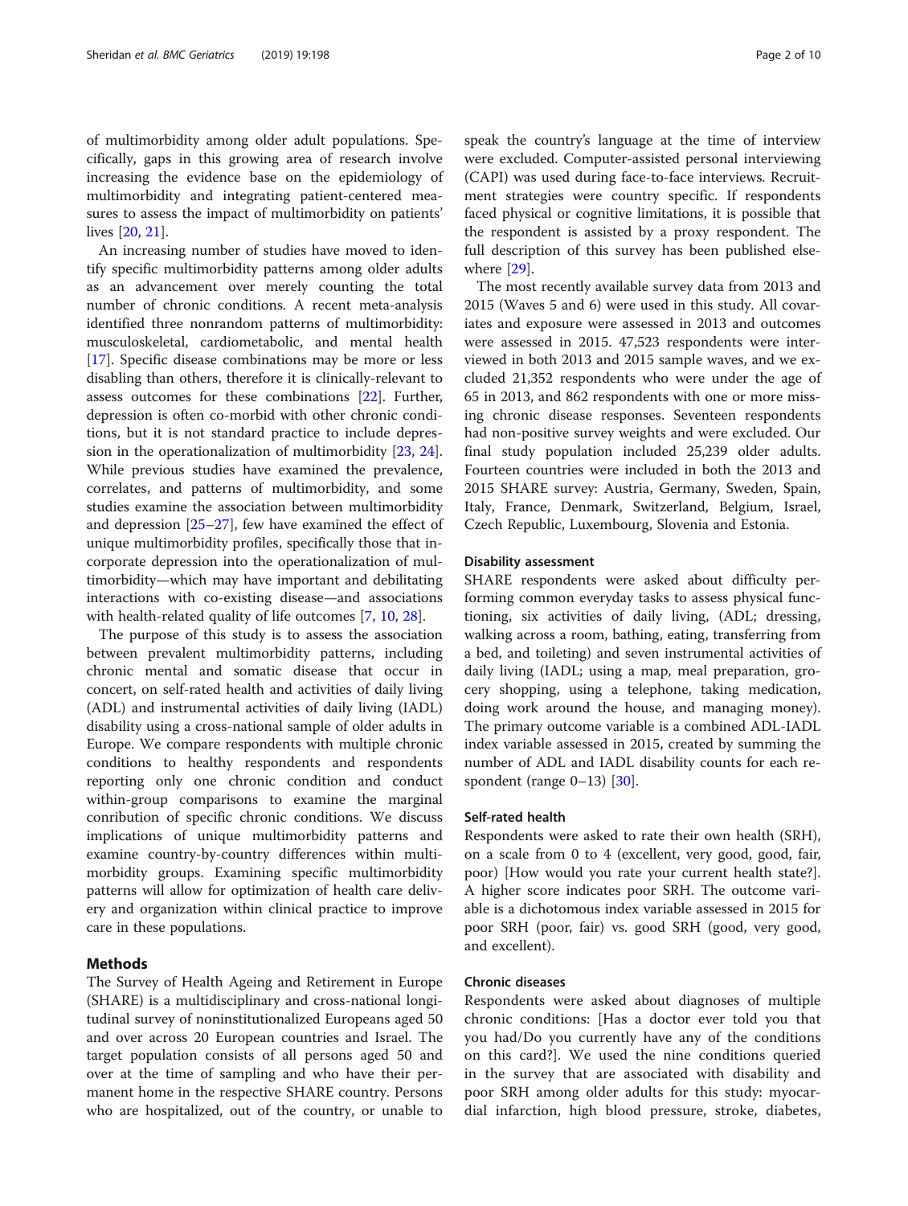of multimorbidity among older adult populations. Specifically, gaps in this growing area of research involve increasing the evidence base on the epidemiology of multimorbidity and integrating patient-centered measures to assess the impact of multimorbidity on patients' lives [20, 21].

An increasing number of studies have moved to identify specific multimorbidity patterns among older adults as an advancement over merely counting the total number of chronic conditions. A recent meta-analysis identified three nonrandom patterns of multimorbidity: musculoskeletal, cardiometabolic, and mental health [17]. Specific disease combinations may be more or less disabling than others, therefore it is clinically-relevant to assess outcomes for these combinations [22]. Further, depression is often co-morbid with other chronic conditions, but it is not standard practice to include depression in the operationalization of multimorbidity [23, 24]. While previous studies have examined the prevalence, correlates, and patterns of multimorbidity, and some studies examine the association between multimorbidity and depression [25–27], few have examined the effect of unique multimorbidity profiles, specifically those that incorporate depression into the operationalization of multimorbidity—which may have important and debilitating interactions with co-existing disease—and associations with health-related quality of life outcomes [7, 10, 28].

The purpose of this study is to assess the association between prevalent multimorbidity patterns, including chronic mental and somatic disease that occur in concert, on self-rated health and activities of daily living (ADL) and instrumental activities of daily living (IADL) disability using a cross-national sample of older adults in Europe. We compare respondents with multiple chronic conditions to healthy respondents and respondents reporting only one chronic condition and conduct within-group comparisons to examine the marginal conribution of specific chronic conditions. We discuss implications of unique multimorbidity patterns and examine country-by-country differences within multimorbidity groups. Examining specific multimorbidity patterns will allow for optimization of health care delivery and organization within clinical practice to improve care in these populations.

## Methods

The Survey of Health Ageing and Retirement in Europe (SHARE) is a multidisciplinary and cross-national longitudinal survey of noninstitutionalized Europeans aged 50 and over across 20 European countries and Israel. The target population consists of all persons aged 50 and over at the time of sampling and who have their permanent home in the respective SHARE country. Persons who are hospitalized, out of the country, or unable to speak the country's language at the time of interview were excluded. Computer-assisted personal interviewing (CAPI) was used during face-to-face interviews. Recruitment strategies were country specific. If respondents faced physical or cognitive limitations, it is possible that the respondent is assisted by a proxy respondent. The full description of this survey has been published elsewhere [29].

The most recently available survey data from 2013 and 2015 (Waves 5 and 6) were used in this study. All covariates and exposure were assessed in 2013 and outcomes were assessed in 2015. 47,523 respondents were interviewed in both 2013 and 2015 sample waves, and we excluded 21,352 respondents who were under the age of 65 in 2013, and 862 respondents with one or more missing chronic disease responses. Seventeen respondents had non-positive survey weights and were excluded. Our final study population included 25,239 older adults. Fourteen countries were included in both the 2013 and 2015 SHARE survey: Austria, Germany, Sweden, Spain, Italy, France, Denmark, Switzerland, Belgium, Israel, Czech Republic, Luxembourg, Slovenia and Estonia.

### Disability assessment

SHARE respondents were asked about difficulty performing common everyday tasks to assess physical functioning, six activities of daily living, (ADL; dressing, walking across a room, bathing, eating, transferring from a bed, and toileting) and seven instrumental activities of daily living (IADL; using a map, meal preparation, grocery shopping, using a telephone, taking medication, doing work around the house, and managing money). The primary outcome variable is a combined ADL-IADL index variable assessed in 2015, created by summing the number of ADL and IADL disability counts for each respondent (range 0–13) [30].

### Self-rated health

Respondents were asked to rate their own health (SRH), on a scale from 0 to 4 (excellent, very good, good, fair, poor) [How would you rate your current health state?]. A higher score indicates poor SRH. The outcome variable is a dichotomous index variable assessed in 2015 for poor SRH (poor, fair) vs. good SRH (good, very good, and excellent).

### Chronic diseases

Respondents were asked about diagnoses of multiple chronic conditions: [Has a doctor ever told you that you had/Do you currently have any of the conditions on this card?]. We used the nine conditions queried in the survey that are associated with disability and poor SRH among older adults for this study: myocardial infarction, high blood pressure, stroke, diabetes,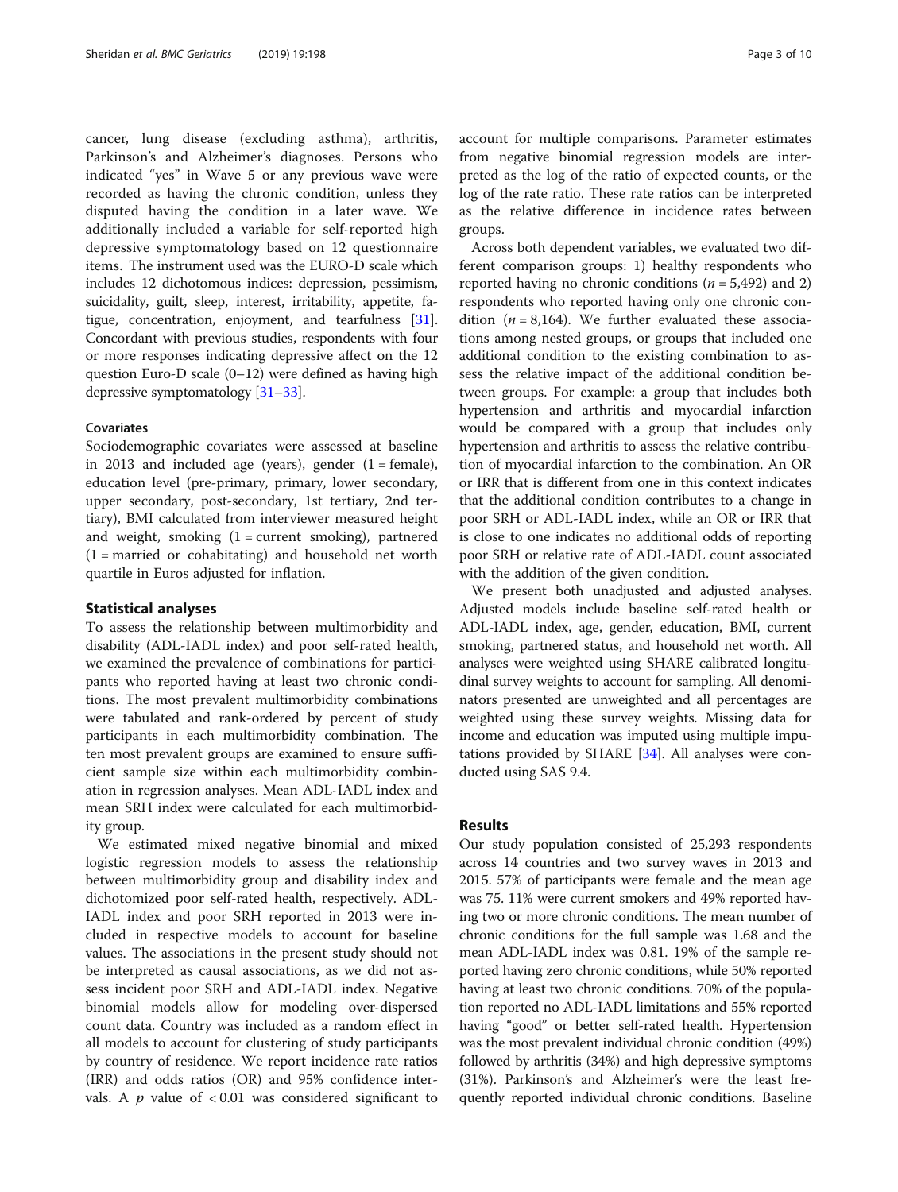cancer, lung disease (excluding asthma), arthritis, Parkinson's and Alzheimer's diagnoses. Persons who indicated "yes" in Wave 5 or any previous wave were recorded as having the chronic condition, unless they disputed having the condition in a later wave. We additionally included a variable for self-reported high depressive symptomatology based on 12 questionnaire items. The instrument used was the EURO-D scale which includes 12 dichotomous indices: depression, pessimism, suicidality, guilt, sleep, interest, irritability, appetite, fatigue, concentration, enjoyment, and tearfulness [31]. Concordant with previous studies, respondents with four or more responses indicating depressive affect on the 12 question Euro-D scale (0–12) were defined as having high depressive symptomatology [31–33].

### Covariates

Sociodemographic covariates were assessed at baseline in 2013 and included age (years), gender (1 = female), education level (pre-primary, primary, lower secondary, upper secondary, post-secondary, 1st tertiary, 2nd tertiary), BMI calculated from interviewer measured height and weight, smoking (1 = current smoking), partnered (1 = married or cohabitating) and household net worth quartile in Euros adjusted for inflation.

## Statistical analyses

To assess the relationship between multimorbidity and disability (ADL-IADL index) and poor self-rated health, we examined the prevalence of combinations for participants who reported having at least two chronic conditions. The most prevalent multimorbidity combinations were tabulated and rank-ordered by percent of study participants in each multimorbidity combination. The ten most prevalent groups are examined to ensure sufficient sample size within each multimorbidity combination in regression analyses. Mean ADL-IADL index and mean SRH index were calculated for each multimorbidity group.

We estimated mixed negative binomial and mixed logistic regression models to assess the relationship between multimorbidity group and disability index and dichotomized poor self-rated health, respectively. ADL-IADL index and poor SRH reported in 2013 were included in respective models to account for baseline values. The associations in the present study should not be interpreted as causal associations, as we did not assess incident poor SRH and ADL-IADL index. Negative binomial models allow for modeling over-dispersed count data. Country was included as a random effect in all models to account for clustering of study participants by country of residence. We report incidence rate ratios (IRR) and odds ratios (OR) and 95% confidence intervals. A $p$ value of $< 0.01$ was considered significant to account for multiple comparisons. Parameter estimates from negative binomial regression models are interpreted as the log of the ratio of expected counts, or the log of the rate ratio. These rate ratios can be interpreted as the relative difference in incidence rates between groups.

Across both dependent variables, we evaluated two different comparison groups: 1) healthy respondents who reported having no chronic conditions ($n = 5,492$) and 2) respondents who reported having only one chronic condition ($n = 8,164$). We further evaluated these associations among nested groups, or groups that included one additional condition to the existing combination to assess the relative impact of the additional condition between groups. For example: a group that includes both hypertension and arthritis and myocardial infarction would be compared with a group that includes only hypertension and arthritis to assess the relative contribution of myocardial infarction to the combination. An OR or IRR that is different from one in this context indicates that the additional condition contributes to a change in poor SRH or ADL-IADL index, while an OR or IRR that is close to one indicates no additional odds of reporting poor SRH or relative rate of ADL-IADL count associated with the addition of the given condition.

We present both unadjusted and adjusted analyses. Adjusted models include baseline self-rated health or ADL-IADL index, age, gender, education, BMI, current smoking, partnered status, and household net worth. All analyses were weighted using SHARE calibrated longitudinal survey weights to account for sampling. All denominators presented are unweighted and all percentages are weighted using these survey weights. Missing data for income and education was imputed using multiple imputations provided by SHARE [34]. All analyses were conducted using SAS 9.4.

## Results

Our study population consisted of 25,293 respondents across 14 countries and two survey waves in 2013 and 2015. 57% of participants were female and the mean age was 75. 11% were current smokers and 49% reported having two or more chronic conditions. The mean number of chronic conditions for the full sample was 1.68 and the mean ADL-IADL index was 0.81. 19% of the sample reported having zero chronic conditions, while 50% reported having at least two chronic conditions. 70% of the population reported no ADL-IADL limitations and 55% reported having "good" or better self-rated health. Hypertension was the most prevalent individual chronic condition (49%) followed by arthritis (34%) and high depressive symptoms (31%). Parkinson's and Alzheimer's were the least frequently reported individual chronic conditions. Baseline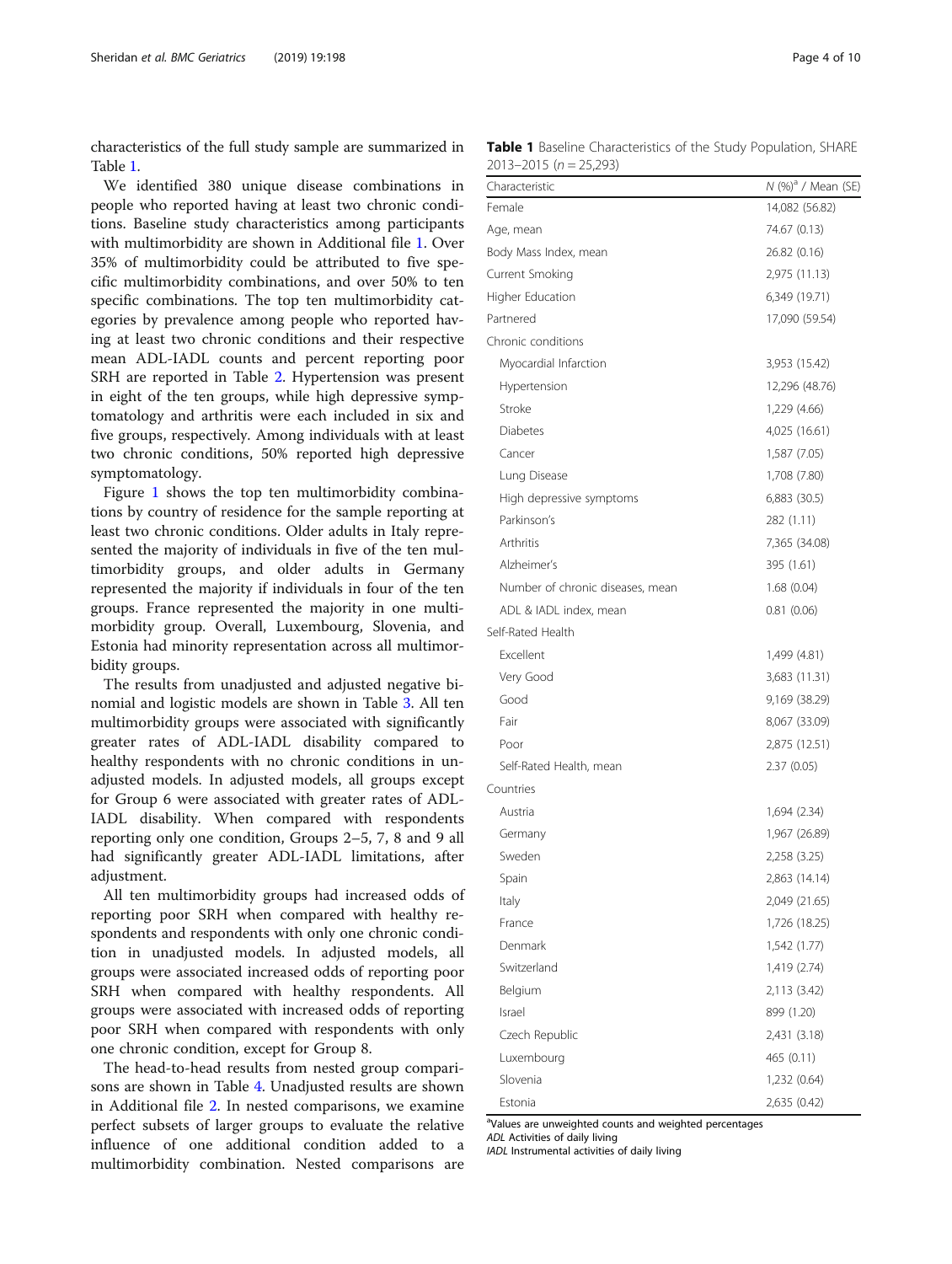characteristics of the full study sample are summarized in Table 1.

We identified 380 unique disease combinations in people who reported having at least two chronic conditions. Baseline study characteristics among participants with multimorbidity are shown in Additional file 1. Over 35% of multimorbidity could be attributed to five specific multimorbidity combinations, and over 50% to ten specific combinations. The top ten multimorbidity categories by prevalence among people who reported having at least two chronic conditions and their respective mean ADL-IADL counts and percent reporting poor SRH are reported in Table 2. Hypertension was present in eight of the ten groups, while high depressive symptomatology and arthritis were each included in six and five groups, respectively. Among individuals with at least two chronic conditions, 50% reported high depressive symptomatology.

Figure 1 shows the top ten multimorbidity combinations by country of residence for the sample reporting at least two chronic conditions. Older adults in Italy represented the majority of individuals in five of the ten multimorbidity groups, and older adults in Germany represented the majority if individuals in four of the ten groups. France represented the majority in one multimorbidity group. Overall, Luxembourg, Slovenia, and Estonia had minority representation across all multimorbidity groups.

The results from unadjusted and adjusted negative binomial and logistic models are shown in Table 3. All ten multimorbidity groups were associated with significantly greater rates of ADL-IADL disability compared to healthy respondents with no chronic conditions in unadjusted models. In adjusted models, all groups except for Group 6 were associated with greater rates of ADL-IADL disability. When compared with respondents reporting only one condition, Groups 2–5, 7, 8 and 9 all had significantly greater ADL-IADL limitations, after adjustment.

All ten multimorbidity groups had increased odds of reporting poor SRH when compared with healthy respondents and respondents with only one chronic condition in unadjusted models. In adjusted models, all groups were associated increased odds of reporting poor SRH when compared with healthy respondents. All groups were associated with increased odds of reporting poor SRH when compared with respondents with only one chronic condition, except for Group 8.

The head-to-head results from nested group comparisons are shown in Table 4. Unadjusted results are shown in Additional file 2. In nested comparisons, we examine perfect subsets of larger groups to evaluate the relative influence of one additional condition added to a multimorbidity combination. Nested comparisons are

**Table 1** Baseline Characteristics of the Study Population, SHARE 2013–2015 ($n = 25{,}293$)

| Characteristic | N (%)[a] / Mean (SE) |
|---|---|
| Female | 14,082 (56.82) |
| Age, mean | 74.67 (0.13) |
| Body Mass Index, mean | 26.82 (0.16) |
| Current Smoking | 2,975 (11.13) |
| Higher Education | 6,349 (19.71) |
| Partnered | 17,090 (59.54) |
| Chronic conditions | |
| Myocardial Infarction | 3,953 (15.42) |
| Hypertension | 12,296 (48.76) |
| Stroke | 1,229 (4.66) |
| Diabetes | 4,025 (16.61) |
| Cancer | 1,587 (7.05) |
| Lung Disease | 1,708 (7.80) |
| High depressive symptoms | 6,883 (30.5) |
| Parkinson's | 282 (1.11) |
| Arthritis | 7,365 (34.08) |
| Alzheimer's | 395 (1.61) |
| Number of chronic diseases, mean | 1.68 (0.04) |
| ADL & IADL index, mean | 0.81 (0.06) |
| Self-Rated Health | |
| Excellent | 1,499 (4.81) |
| Very Good | 3,683 (11.31) |
| Good | 9,169 (38.29) |
| Fair | 8,067 (33.09) |
| Poor | 2,875 (12.51) |
| Self-Rated Health, mean | 2.37 (0.05) |
| Countries | |
| Austria | 1,694 (2.34) |
| Germany | 1,967 (26.89) |
| Sweden | 2,258 (3.25) |
| Spain | 2,863 (14.14) |
| Italy | 2,049 (21.65) |
| France | 1,726 (18.25) |
| Denmark | 1,542 (1.77) |
| Switzerland | 1,419 (2.74) |
| Belgium | 2,113 (3.42) |
| Israel | 899 (1.20) |
| Czech Republic | 2,431 (3.18) |
| Luxembourg | 465 (0.11) |
| Slovenia | 1,232 (0.64) |
| Estonia | 2,635 (0.42) |

[a]Values are unweighted counts and weighted percentages
*ADL* Activities of daily living
*IADL* Instrumental activities of daily living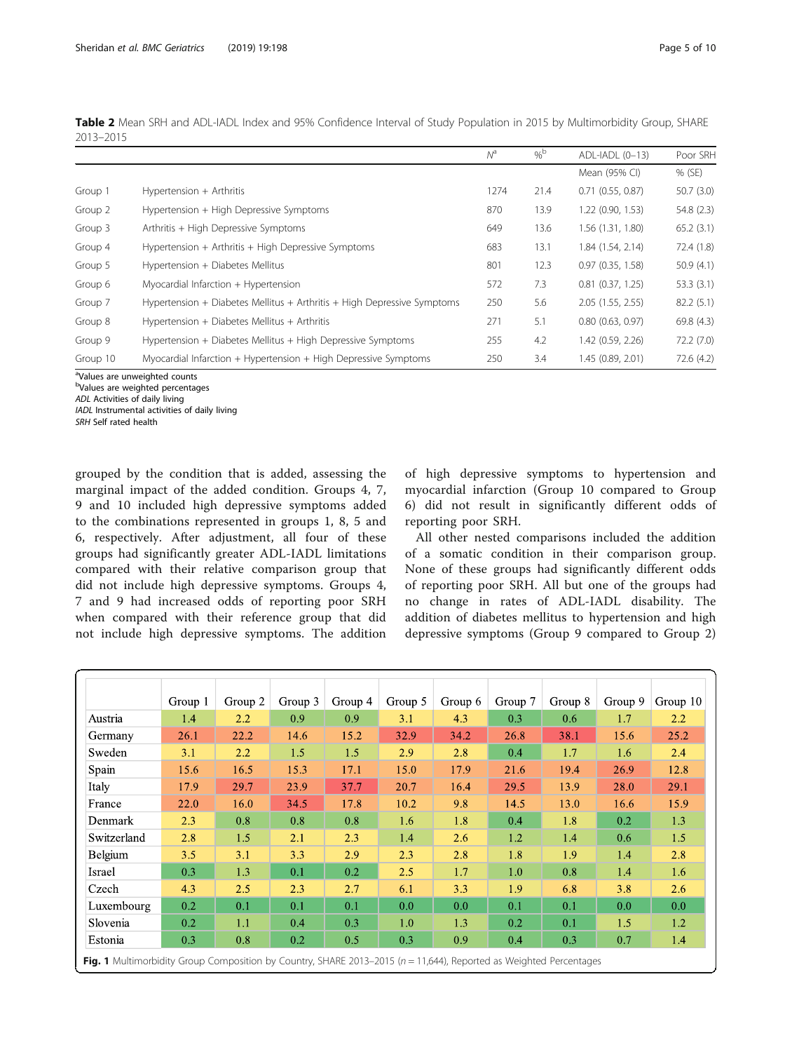**Table 2** Mean SRH and ADL-IADL Index and 95% Confidence Interval of Study Population in 2015 by Multimorbidity Group, SHARE 2013–2015

| | | $N^a$ | $\%^b$ | ADL-IADL (0–13) | Poor SRH |
|---|---|---|---|---|---|
| | | | | Mean (95% CI) | % (SE) |
| Group 1 | Hypertension + Arthritis | 1274 | 21.4 | 0.71 (0.55, 0.87) | 50.7 (3.0) |
| Group 2 | Hypertension + High Depressive Symptoms | 870 | 13.9 | 1.22 (0.90, 1.53) | 54.8 (2.3) |
| Group 3 | Arthritis + High Depressive Symptoms | 649 | 13.6 | 1.56 (1.31, 1.80) | 65.2 (3.1) |
| Group 4 | Hypertension + Arthritis + High Depressive Symptoms | 683 | 13.1 | 1.84 (1.54, 2.14) | 72.4 (1.8) |
| Group 5 | Hypertension + Diabetes Mellitus | 801 | 12.3 | 0.97 (0.35, 1.58) | 50.9 (4.1) |
| Group 6 | Myocardial Infarction + Hypertension | 572 | 7.3 | 0.81 (0.37, 1.25) | 53.3 (3.1) |
| Group 7 | Hypertension + Diabetes Mellitus + Arthritis + High Depressive Symptoms | 250 | 5.6 | 2.05 (1.55, 2.55) | 82.2 (5.1) |
| Group 8 | Hypertension + Diabetes Mellitus + Arthritis | 271 | 5.1 | 0.80 (0.63, 0.97) | 69.8 (4.3) |
| Group 9 | Hypertension + Diabetes Mellitus + High Depressive Symptoms | 255 | 4.2 | 1.42 (0.59, 2.26) | 72.2 (7.0) |
| Group 10 | Myocardial Infarction + Hypertension + High Depressive Symptoms | 250 | 3.4 | 1.45 (0.89, 2.01) | 72.6 (4.2) |

[a]Values are unweighted counts
[b]Values are weighted percentages
*ADL* Activities of daily living
*IADL* Instrumental activities of daily living
*SRH* Self rated health

grouped by the condition that is added, assessing the marginal impact of the added condition. Groups 4, 7, 9 and 10 included high depressive symptoms added to the combinations represented in groups 1, 8, 5 and 6, respectively. After adjustment, all four of these groups had significantly greater ADL-IADL limitations compared with their relative comparison group that did not include high depressive symptoms. Groups 4, 7 and 9 had increased odds of reporting poor SRH when compared with their reference group that did not include high depressive symptoms. The addition of high depressive symptoms to hypertension and myocardial infarction (Group 10 compared to Group 6) did not result in significantly different odds of reporting poor SRH.

All other nested comparisons included the addition of a somatic condition in their comparison group. None of these groups had significantly different odds of reporting poor SRH. All but one of the groups had no change in rates of ADL-IADL disability. The addition of diabetes mellitus to hypertension and high depressive symptoms (Group 9 compared to Group 2)

| | Group 1 | Group 2 | Group 3 | Group 4 | Group 5 | Group 6 | Group 7 | Group 8 | Group 9 | Group 10 |
|---|---|---|---|---|---|---|---|---|---|---|
| Austria | 1.4 | 2.2 | 0.9 | 0.9 | 3.1 | 4.3 | 0.3 | 0.6 | 1.7 | 2.2 |
| Germany | 26.1 | 22.2 | 14.6 | 15.2 | 32.9 | 34.2 | 26.8 | 38.1 | 15.6 | 25.2 |
| Sweden | 3.1 | 2.2 | 1.5 | 1.5 | 2.9 | 2.8 | 0.4 | 1.7 | 1.6 | 2.4 |
| Spain | 15.6 | 16.5 | 15.3 | 17.1 | 15.0 | 17.9 | 21.6 | 19.4 | 26.9 | 12.8 |
| Italy | 17.9 | 29.7 | 23.9 | 37.7 | 20.7 | 16.4 | 29.5 | 13.9 | 28.0 | 29.1 |
| France | 22.0 | 16.0 | 34.5 | 17.8 | 10.2 | 9.8 | 14.5 | 13.0 | 16.6 | 15.9 |
| Denmark | 2.3 | 0.8 | 0.8 | 0.8 | 1.6 | 1.8 | 0.4 | 1.8 | 0.2 | 1.3 |
| Switzerland | 2.8 | 1.5 | 2.1 | 2.3 | 1.4 | 2.6 | 1.2 | 1.4 | 0.6 | 1.5 |
| Belgium | 3.5 | 3.1 | 3.3 | 2.9 | 2.3 | 2.8 | 1.8 | 1.9 | 1.4 | 2.8 |
| Israel | 0.3 | 1.3 | 0.1 | 0.2 | 2.5 | 1.7 | 1.0 | 0.8 | 1.4 | 1.6 |
| Czech | 4.3 | 2.5 | 2.3 | 2.7 | 6.1 | 3.3 | 1.9 | 6.8 | 3.8 | 2.6 |
| Luxembourg | 0.2 | 0.1 | 0.1 | 0.1 | 0.0 | 0.0 | 0.1 | 0.1 | 0.0 | 0.0 |
| Slovenia | 0.2 | 1.1 | 0.4 | 0.3 | 1.0 | 1.3 | 0.2 | 0.1 | 1.5 | 1.2 |
| Estonia | 0.3 | 0.8 | 0.2 | 0.5 | 0.3 | 0.9 | 0.4 | 0.3 | 0.7 | 1.4 |

**Fig. 1** Multimorbidity Group Composition by Country, SHARE 2013–2015 ($n$ = 11,644), Reported as Weighted Percentages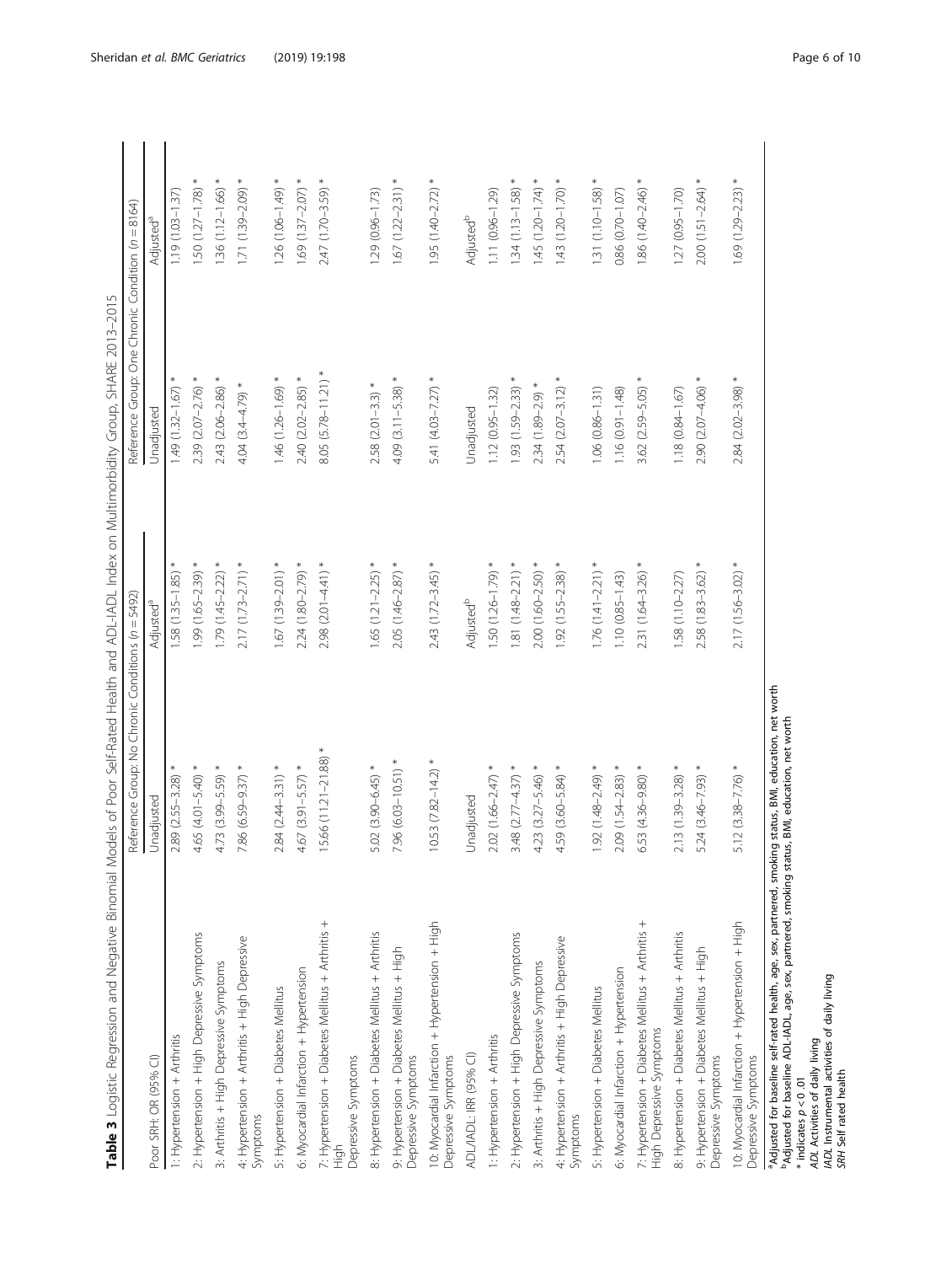**Table 3** Logistic Regression and Negative Binomial Models of Poor Self-Rated Health and ADL-IADL Index on Multimorbidity Group, SHARE 2013–2015

| | Reference Group: No Chronic Conditions ($n = 5492$) | | Reference Group: One Chronic Condition ($n = 8164$) | |
|---|---|---|---|---|
| Poor SRH: OR (95% CI) | Unadjusted | Adjusted[a] | Unadjusted | Adjusted[a] |
| 1: Hypertension + Arthritis | 2.89 (2.55–3.28) * | 1.58 (1.35–1.85) * | 1.49 (1.32–1.67) * | 1.19 (1.03–1.37) |
| 2: Hypertension + High Depressive Symptoms | 4.65 (4.01–5.40) * | 1.99 (1.65–2.39) * | 2.39 (2.07–2.76) * | 1.50 (1.27–1.78) * |
| 3: Arthritis + High Depressive Symptoms | 4.73 (3.99–5.59) * | 1.79 (1.45–2.22) * | 2.43 (2.06–2.86) * | 1.36 (1.12–1.66) * |
| 4: Hypertension + Arthritis + High Depressive Symptoms | 7.86 (6.59–9.37) * | 2.17 (1.73–2.71) * | 4.04 (3.4–4.79) * | 1.71 (1.39–2.09) * |
| 5: Hypertension + Diabetes Mellitus | 2.84 (2.44–3.31) * | 1.67 (1.39–2.01) * | 1.46 (1.26–1.69) * | 1.26 (1.06–1.49) * |
| 6: Myocardial Infarction + Hypertension | 4.67 (3.91–5.57) * | 2.24 (1.80–2.79) * | 2.40 (2.02–2.85) * | 1.69 (1.37–2.07) * |
| 7: Hypertension + Diabetes Mellitus + Arthritis + High Depressive Symptoms | 15.66 (11.21–21.88) * | 2.98 (2.01–4.41) * | 8.05 (5.78–11.21) * | 2.47 (1.70–3.59) * |
| 8: Hypertension + Diabetes Mellitus + Arthritis | 5.02 (3.90–6.45) * | 1.65 (1.21–2.25) * | 2.58 (2.01–3.3) * | 1.29 (0.96–1.73) |
| 9: Hypertension + Diabetes Mellitus + High Depressive Symptoms | 7.96 (6.03–10.51) * | 2.05 (1.46–2.87) * | 4.09 (3.11–5.38) * | 1.67 (1.22–2.31) * |
| 10: Myocardial Infarction + Hypertension + High Depressive Symptoms | 10.53 (7.82–14.2) * | 2.43 (1.72–3.45) * | 5.41 (4.03–7.27) * | 1.95 (1.40–2.72) * |
| ADL/IADL: IRR (95% CI) | Unadjusted | Adjusted[b] | Unadjusted | Adjusted[b] |
| 1: Hypertension + Arthritis | 2.02 (1.66–2.47) * | 1.50 (1.26–1.79) * | 1.12 (0.95–1.32) | 1.11 (0.96–1.29) |
| 2: Hypertension + High Depressive Symptoms | 3.48 (2.77–4.37) * | 1.81 (1.48–2.21) * | 1.93 (1.59–2.33) * | 1.34 (1.13–1.58) * |
| 3: Arthritis + High Depressive Symptoms | 4.23 (3.27–5.46) * | 2.00 (1.60–2.50) * | 2.34 (1.89–2.9) * | 1.45 (1.20–1.74) * |
| 4: Hypertension + Arthritis + High Depressive Symptoms | 4.59 (3.60–5.84) * | 1.92 (1.55–2.38) * | 2.54 (2.07–3.12) * | 1.43 (1.20–1.70) * |
| 5: Hypertension + Diabetes Mellitus | 1.92 (1.48–2.49) * | 1.76 (1.41–2.21) * | 1.06 (0.86–1.31) | 1.31 (1.10–1.58) * |
| 6: Myocardial Infarction + Hypertension | 2.09 (1.54–2.83) * | 1.10 (0.85–1.43) | 1.16 (0.91–1.48) | 0.86 (0.70–1.07) |
| 7: Hypertension + Diabetes Mellitus + Arthritis + High Depressive Symptoms | 6.53 (4.36–9.80) * | 2.31 (1.64–3.26) * | 3.62 (2.59–5.05) * | 1.86 (1.40–2.46) * |
| 8: Hypertension + Diabetes Mellitus + Arthritis | 2.13 (1.39–3.28) * | 1.58 (1.10–2.27) | 1.18 (0.84–1.67) | 1.27 (0.95–1.70) |
| 9: Hypertension + Diabetes Mellitus + High Depressive Symptoms | 5.24 (3.46–7.93) * | 2.58 (1.83–3.62) * | 2.90 (2.07–4.06) * | 2.00 (1.51–2.64) * |
| 10: Myocardial Infarction + Hypertension + High Depressive Symptoms | 5.12 (3.38–7.76) * | 2.17 (1.56–3.02) * | 2.84 (2.02–3.98) * | 1.69 (1.29–2.23) * |

[a]Adjusted for baseline self-rated health, age, sex, partnered, smoking status, BMI, education, net worth
[b]Adjusted for baseline ADL-IADL, age, sex, partnered, smoking status, BMI, education, net worth
* indicates $p < 0.01$
*ADL* Activities of daily living
*IADL* Instrumental activities of daily living
*SRH* Self rated health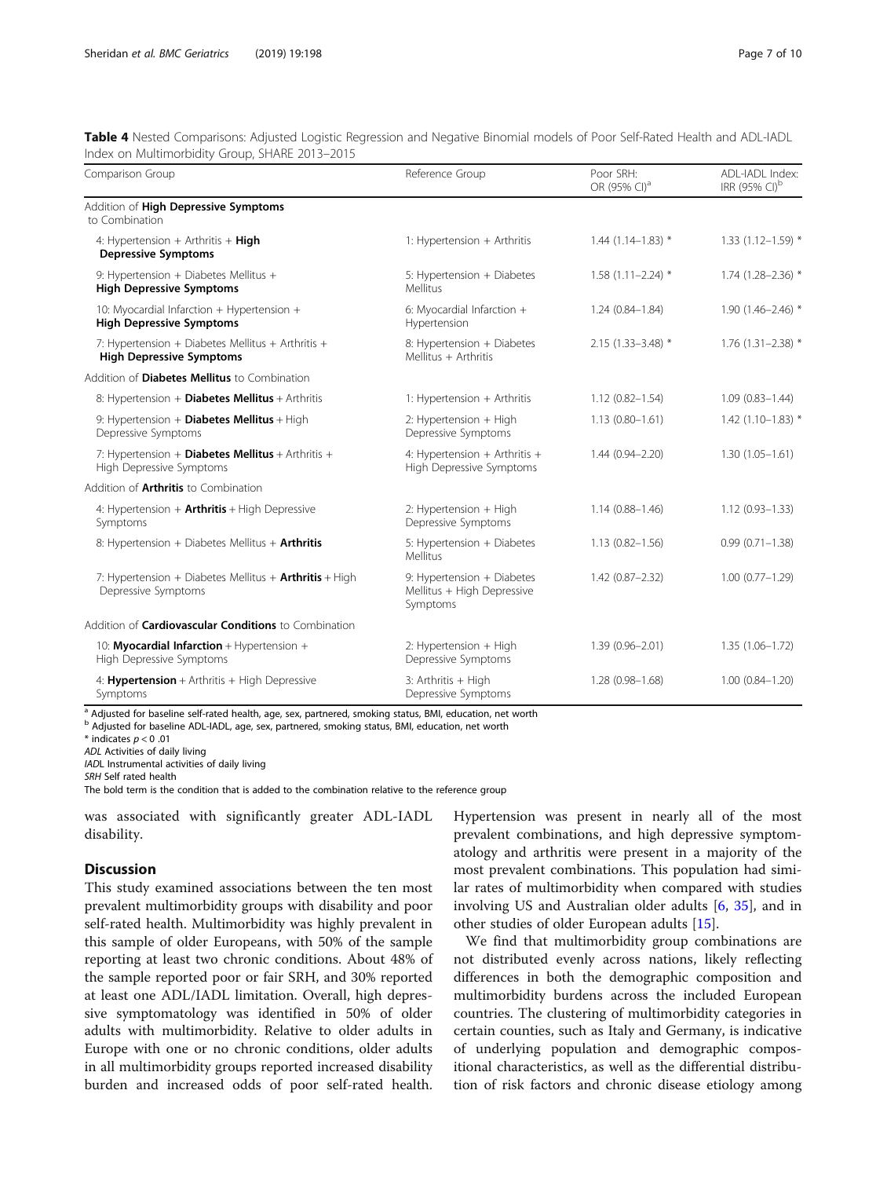**Table 4** Nested Comparisons: Adjusted Logistic Regression and Negative Binomial models of Poor Self-Rated Health and ADL-IADL Index on Multimorbidity Group, SHARE 2013–2015

| Comparison Group | Reference Group | Poor SRH: OR (95% CI)[a] | ADL-IADL Index: IRR (95% CI)[b] |
|---|---|---|---|
| Addition of **High Depressive Symptoms** to Combination | | | |
| 4: Hypertension + Arthritis + **High Depressive Symptoms** | 1: Hypertension + Arthritis | 1.44 (1.14–1.83) * | 1.33 (1.12–1.59) * |
| 9: Hypertension + Diabetes Mellitus + **High Depressive Symptoms** | 5: Hypertension + Diabetes Mellitus | 1.58 (1.11–2.24) * | 1.74 (1.28–2.36) * |
| 10: Myocardial Infarction + Hypertension + **High Depressive Symptoms** | 6: Myocardial Infarction + Hypertension | 1.24 (0.84–1.84) | 1.90 (1.46–2.46) * |
| 7: Hypertension + Diabetes Mellitus + Arthritis + **High Depressive Symptoms** | 8: Hypertension + Diabetes Mellitus + Arthritis | 2.15 (1.33–3.48) * | 1.76 (1.31–2.38) * |
| Addition of **Diabetes Mellitus** to Combination | | | |
| 8: Hypertension + **Diabetes Mellitus** + Arthritis | 1: Hypertension + Arthritis | 1.12 (0.82–1.54) | 1.09 (0.83–1.44) |
| 9: Hypertension + **Diabetes Mellitus** + High Depressive Symptoms | 2: Hypertension + High Depressive Symptoms | 1.13 (0.80–1.61) | 1.42 (1.10–1.83) * |
| 7: Hypertension + **Diabetes Mellitus** + Arthritis + High Depressive Symptoms | 4: Hypertension + Arthritis + High Depressive Symptoms | 1.44 (0.94–2.20) | 1.30 (1.05–1.61) |
| Addition of **Arthritis** to Combination | | | |
| 4: Hypertension + **Arthritis** + High Depressive Symptoms | 2: Hypertension + High Depressive Symptoms | 1.14 (0.88–1.46) | 1.12 (0.93–1.33) |
| 8: Hypertension + Diabetes Mellitus + **Arthritis** | 5: Hypertension + Diabetes Mellitus | 1.13 (0.82–1.56) | 0.99 (0.71–1.38) |
| 7: Hypertension + Diabetes Mellitus + **Arthritis** + High Depressive Symptoms | 9: Hypertension + Diabetes Mellitus + High Depressive Symptoms | 1.42 (0.87–2.32) | 1.00 (0.77–1.29) |
| Addition of **Cardiovascular Conditions** to Combination | | | |
| 10: **Myocardial Infarction** + Hypertension + High Depressive Symptoms | 2: Hypertension + High Depressive Symptoms | 1.39 (0.96–2.01) | 1.35 (1.06–1.72) |
| 4: **Hypertension** + Arthritis + High Depressive Symptoms | 3: Arthritis + High Depressive Symptoms | 1.28 (0.98–1.68) | 1.00 (0.84–1.20) |

[a] Adjusted for baseline self-rated health, age, sex, partnered, smoking status, BMI, education, net worth
[b] Adjusted for baseline ADL-IADL, age, sex, partnered, smoking status, BMI, education, net worth
\* indicates $p < 0.01$
*ADL* Activities of daily living
*IADL* Instrumental activities of daily living
*SRH* Self rated health
The bold term is the condition that is added to the combination relative to the reference group

was associated with significantly greater ADL-IADL disability.

## Discussion

This study examined associations between the ten most prevalent multimorbidity groups with disability and poor self-rated health. Multimorbidity was highly prevalent in this sample of older Europeans, with 50% of the sample reporting at least two chronic conditions. About 48% of the sample reported poor or fair SRH, and 30% reported at least one ADL/IADL limitation. Overall, high depressive symptomatology was identified in 50% of older adults with multimorbidity. Relative to older adults in Europe with one or no chronic conditions, older adults in all multimorbidity groups reported increased disability burden and increased odds of poor self-rated health. Hypertension was present in nearly all of the most prevalent combinations, and high depressive symptomatology and arthritis were present in a majority of the most prevalent combinations. This population had similar rates of multimorbidity when compared with studies involving US and Australian older adults [6, 35], and in other studies of older European adults [15].

We find that multimorbidity group combinations are not distributed evenly across nations, likely reflecting differences in both the demographic composition and multimorbidity burdens across the included European countries. The clustering of multimorbidity categories in certain counties, such as Italy and Germany, is indicative of underlying population and demographic compositional characteristics, as well as the differential distribution of risk factors and chronic disease etiology among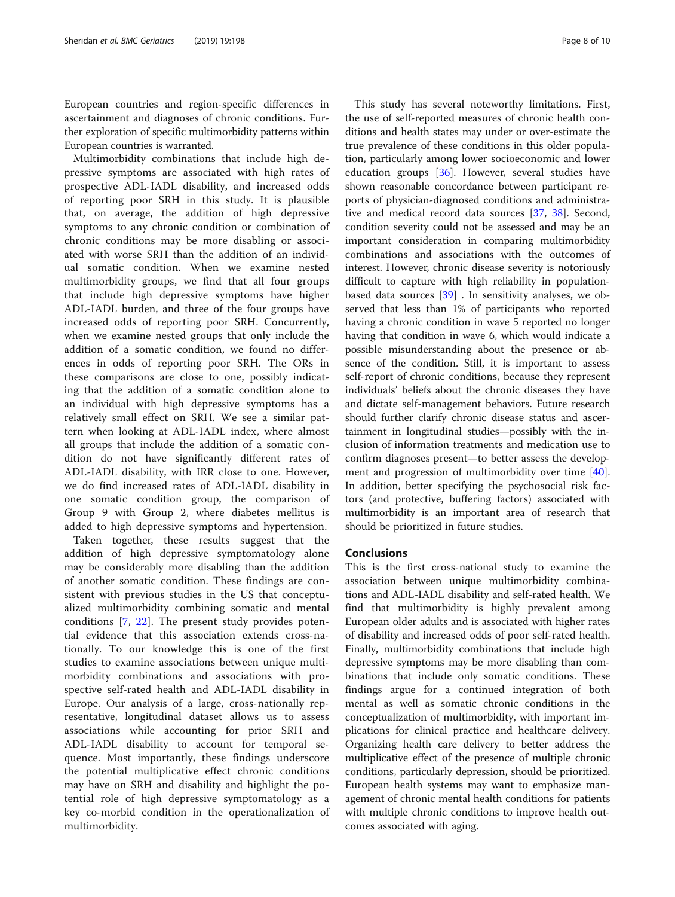European countries and region-specific differences in ascertainment and diagnoses of chronic conditions. Further exploration of specific multimorbidity patterns within European countries is warranted.

Multimorbidity combinations that include high depressive symptoms are associated with high rates of prospective ADL-IADL disability, and increased odds of reporting poor SRH in this study. It is plausible that, on average, the addition of high depressive symptoms to any chronic condition or combination of chronic conditions may be more disabling or associated with worse SRH than the addition of an individual somatic condition. When we examine nested multimorbidity groups, we find that all four groups that include high depressive symptoms have higher ADL-IADL burden, and three of the four groups have increased odds of reporting poor SRH. Concurrently, when we examine nested groups that only include the addition of a somatic condition, we found no differences in odds of reporting poor SRH. The ORs in these comparisons are close to one, possibly indicating that the addition of a somatic condition alone to an individual with high depressive symptoms has a relatively small effect on SRH. We see a similar pattern when looking at ADL-IADL index, where almost all groups that include the addition of a somatic condition do not have significantly different rates of ADL-IADL disability, with IRR close to one. However, we do find increased rates of ADL-IADL disability in one somatic condition group, the comparison of Group 9 with Group 2, where diabetes mellitus is added to high depressive symptoms and hypertension.

Taken together, these results suggest that the addition of high depressive symptomatology alone may be considerably more disabling than the addition of another somatic condition. These findings are consistent with previous studies in the US that conceptualized multimorbidity combining somatic and mental conditions [7, 22]. The present study provides potential evidence that this association extends cross-nationally. To our knowledge this is one of the first studies to examine associations between unique multimorbidity combinations and associations with prospective self-rated health and ADL-IADL disability in Europe. Our analysis of a large, cross-nationally representative, longitudinal dataset allows us to assess associations while accounting for prior SRH and ADL-IADL disability to account for temporal sequence. Most importantly, these findings underscore the potential multiplicative effect chronic conditions may have on SRH and disability and highlight the potential role of high depressive symptomatology as a key co-morbid condition in the operationalization of multimorbidity.

This study has several noteworthy limitations. First, the use of self-reported measures of chronic health conditions and health states may under or over-estimate the true prevalence of these conditions in this older population, particularly among lower socioeconomic and lower education groups [36]. However, several studies have shown reasonable concordance between participant reports of physician-diagnosed conditions and administrative and medical record data sources [37, 38]. Second, condition severity could not be assessed and may be an important consideration in comparing multimorbidity combinations and associations with the outcomes of interest. However, chronic disease severity is notoriously difficult to capture with high reliability in population-based data sources [39] . In sensitivity analyses, we observed that less than 1% of participants who reported having a chronic condition in wave 5 reported no longer having that condition in wave 6, which would indicate a possible misunderstanding about the presence or absence of the condition. Still, it is important to assess self-report of chronic conditions, because they represent individuals' beliefs about the chronic diseases they have and dictate self-management behaviors. Future research should further clarify chronic disease status and ascertainment in longitudinal studies—possibly with the inclusion of information treatments and medication use to confirm diagnoses present—to better assess the development and progression of multimorbidity over time [40]. In addition, better specifying the psychosocial risk factors (and protective, buffering factors) associated with multimorbidity is an important area of research that should be prioritized in future studies.

## Conclusions

This is the first cross-national study to examine the association between unique multimorbidity combinations and ADL-IADL disability and self-rated health. We find that multimorbidity is highly prevalent among European older adults and is associated with higher rates of disability and increased odds of poor self-rated health. Finally, multimorbidity combinations that include high depressive symptoms may be more disabling than combinations that include only somatic conditions. These findings argue for a continued integration of both mental as well as somatic chronic conditions in the conceptualization of multimorbidity, with important implications for clinical practice and healthcare delivery. Organizing health care delivery to better address the multiplicative effect of the presence of multiple chronic conditions, particularly depression, should be prioritized. European health systems may want to emphasize management of chronic mental health conditions for patients with multiple chronic conditions to improve health outcomes associated with aging.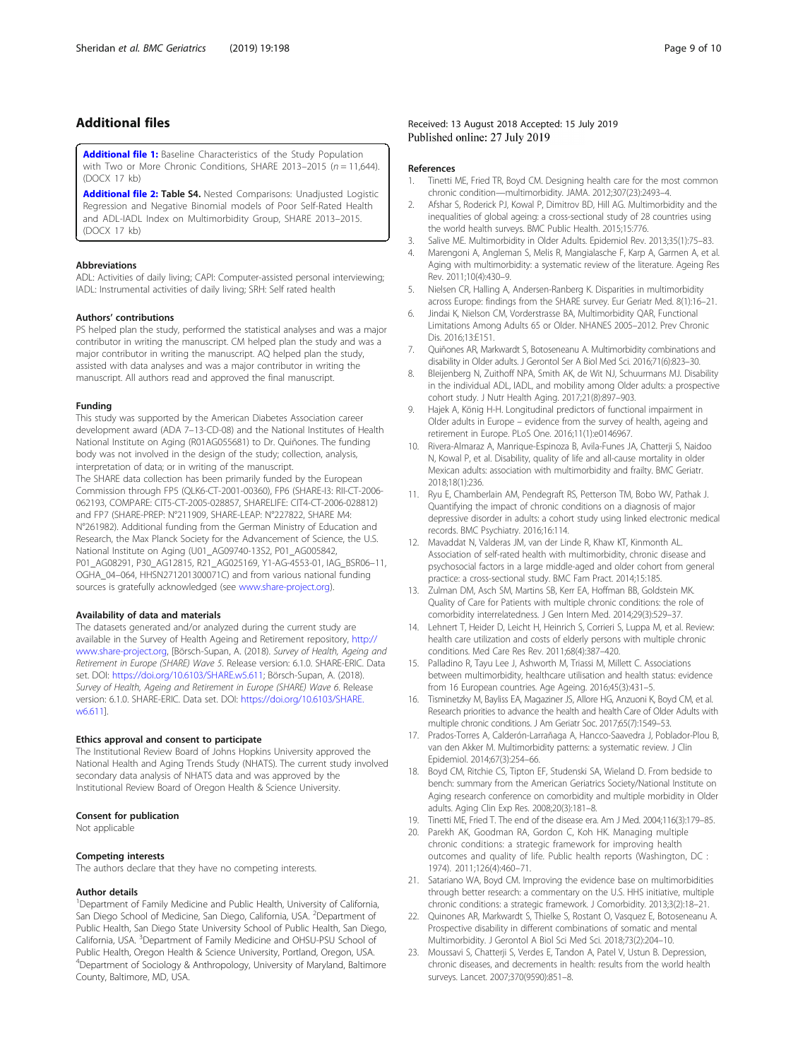## Additional files

**Additional file 1:** Baseline Characteristics of the Study Population with Two or More Chronic Conditions, SHARE 2013–2015 ($n = 11,644$). (DOCX 17 kb)

**Additional file 2: Table S4.** Nested Comparisons: Unadjusted Logistic Regression and Negative Binomial models of Poor Self-Rated Health and ADL-IADL Index on Multimorbidity Group, SHARE 2013–2015. (DOCX 17 kb)

### Abbreviations

ADL: Activities of daily living; CAPI: Computer-assisted personal interviewing; IADL: Instrumental activities of daily living; SRH: Self rated health

### Authors' contributions

PS helped plan the study, performed the statistical analyses and was a major contributor in writing the manuscript. CM helped plan the study and was a major contributor in writing the manuscript. AQ helped plan the study, assisted with data analyses and was a major contributor in writing the manuscript. All authors read and approved the final manuscript.

### Funding

This study was supported by the American Diabetes Association career development award (ADA 7–13-CD-08) and the National Institutes of Health National Institute on Aging (R01AG055681) to Dr. Quiñones. The funding body was not involved in the design of the study; collection, analysis, interpretation of data; or in writing of the manuscript.

The SHARE data collection has been primarily funded by the European Commission through FP5 (QLK6-CT-2001-00360), FP6 (SHARE-I3: RII-CT-2006-062193, COMPARE: CIT5-CT-2005-028857, SHARELIFE: CIT4-CT-2006-028812) and FP7 (SHARE-PREP: N°211909, SHARE-LEAP: N°227822, SHARE M4: N°261982). Additional funding from the German Ministry of Education and Research, the Max Planck Society for the Advancement of Science, the U.S. National Institute on Aging (U01_AG09740-13S2, P01_AG005842, P01_AG08291, P30_AG12815, R21_AG025169, Y1-AG-4553-01, IAG_BSR06–11, OGHA_04–064, HHSN271201300071C) and from various national funding sources is gratefully acknowledged (see www.share-project.org).

### Availability of data and materials

The datasets generated and/or analyzed during the current study are available in the Survey of Health Ageing and Retirement repository, http://www.share-project.org, [Börsch-Supan, A. (2018). *Survey of Health, Ageing and Retirement in Europe (SHARE) Wave 5*. Release version: 6.1.0. SHARE-ERIC. Data set. DOI: https://doi.org/10.6103/SHARE.w5.611; Börsch-Supan, A. (2018). *Survey of Health, Ageing and Retirement in Europe (SHARE) Wave 6*. Release version: 6.1.0. SHARE-ERIC. Data set. DOI: https://doi.org/10.6103/SHARE.w6.611].

### Ethics approval and consent to participate

The Institutional Review Board of Johns Hopkins University approved the National Health and Aging Trends Study (NHATS). The current study involved secondary data analysis of NHATS data and was approved by the Institutional Review Board of Oregon Health & Science University.

### Consent for publication

Not applicable

### Competing interests

The authors declare that they have no competing interests.

### Author details

[1]Department of Family Medicine and Public Health, University of California, San Diego School of Medicine, San Diego, California, USA. [2]Department of Public Health, San Diego State University School of Public Health, San Diego, California, USA. [3]Department of Family Medicine and OHSU-PSU School of Public Health, Oregon Health & Science University, Portland, Oregon, USA. [4]Department of Sociology & Anthropology, University of Maryland, Baltimore County, Baltimore, MD, USA.

Received: 13 August 2018 Accepted: 15 July 2019
Published online: 27 July 2019

### References

1. Tinetti ME, Fried TR, Boyd CM. Designing health care for the most common chronic condition—multimorbidity. JAMA. 2012;307(23):2493–4.
2. Afshar S, Roderick PJ, Kowal P, Dimitrov BD, Hill AG. Multimorbidity and the inequalities of global ageing: a cross-sectional study of 28 countries using the world health surveys. BMC Public Health. 2015;15:776.
3. Salive ME. Multimorbidity in Older Adults. Epidemiol Rev. 2013;35(1):75–83.
4. Marengoni A, Angleman S, Melis R, Mangialasche F, Karp A, Garmen A, et al. Aging with multimorbidity: a systematic review of the literature. Ageing Res Rev. 2011;10(4):430–9.
5. Nielsen CR, Halling A, Andersen-Ranberg K. Disparities in multimorbidity across Europe: findings from the SHARE survey. Eur Geriatr Med. 8(1):16–21.
6. Jindai K, Nielson CM, Vorderstrasse BA, Multimorbidity QAR, Functional Limitations Among Adults 65 or Older. NHANES 2005–2012. Prev Chronic Dis. 2016;13:E151.
7. Quiñones AR, Markwardt S, Botoseneanu A. Multimorbidity combinations and disability in Older adults. J Gerontol Ser A Biol Med Sci. 2016;71(6):823–30.
8. Bleijenberg N, Zuithoff NPA, Smith AK, de Wit NJ, Schuurmans MJ. Disability in the individual ADL, IADL, and mobility among Older adults: a prospective cohort study. J Nutr Health Aging. 2017;21(8):897–903.
9. Hajek A, König H-H. Longitudinal predictors of functional impairment in Older adults in Europe – evidence from the survey of health, ageing and retirement in Europe. PLoS One. 2016;11(1):e0146967.
10. Rivera-Almaraz A, Manrique-Espinoza B, Avila-Funes JA, Chatterji S, Naidoo N, Kowal P, et al. Disability, quality of life and all-cause mortality in older Mexican adults: association with multimorbidity and frailty. BMC Geriatr. 2018;18(1):236.
11. Ryu E, Chamberlain AM, Pendegraft RS, Petterson TM, Bobo WV, Pathak J. Quantifying the impact of chronic conditions on a diagnosis of major depressive disorder in adults: a cohort study using linked electronic medical records. BMC Psychiatry. 2016;16:114.
12. Mavaddat N, Valderas JM, van der Linde R, Khaw KT, Kinmonth AL. Association of self-rated health with multimorbidity, chronic disease and psychosocial factors in a large middle-aged and older cohort from general practice: a cross-sectional study. BMC Fam Pract. 2014;15:185.
13. Zulman DM, Asch SM, Martins SB, Kerr EA, Hoffman BB, Goldstein MK. Quality of Care for Patients with multiple chronic conditions: the role of comorbidity interrelatedness. J Gen Intern Med. 2014;29(3):529–37.
14. Lehnert T, Heider D, Leicht H, Heinrich S, Corrieri S, Luppa M, et al. Review: health care utilization and costs of elderly persons with multiple chronic conditions. Med Care Res Rev. 2011;68(4):387–420.
15. Palladino R, Tayu Lee J, Ashworth M, Triassi M, Millett C. Associations between multimorbidity, healthcare utilisation and health status: evidence from 16 European countries. Age Ageing. 2016;45(3):431–5.
16. Tisminetzky M, Bayliss EA, Magaziner JS, Allore HG, Anzuoni K, Boyd CM, et al. Research priorities to advance the health and health Care of Older Adults with multiple chronic conditions. J Am Geriatr Soc. 2017;65(7):1549–53.
17. Prados-Torres A, Calderón-Larrañaga A, Hancco-Saavedra J, Poblador-Plou B, van den Akker M. Multimorbidity patterns: a systematic review. J Clin Epidemiol. 2014;67(3):254–66.
18. Boyd CM, Ritchie CS, Tipton EF, Studenski SA, Wieland D. From bedside to bench: summary from the American Geriatrics Society/National Institute on Aging research conference on comorbidity and multiple morbidity in Older adults. Aging Clin Exp Res. 2008;20(3):181–8.
19. Tinetti ME, Fried T. The end of the disease era. Am J Med. 2004;116(3):179–85.
20. Parekh AK, Goodman RA, Gordon C, Koh HK. Managing multiple chronic conditions: a strategic framework for improving health outcomes and quality of life. Public health reports (Washington, DC : 1974). 2011;126(4):460–71.
21. Satariano WA, Boyd CM. Improving the evidence base on multimorbidities through better research: a commentary on the U.S. HHS initiative, multiple chronic conditions: a strategic framework. J Comorbidity. 2013;3(2):18–21.
22. Quinones AR, Markwardt S, Thielke S, Rostant O, Vasquez E, Botoseneanu A. Prospective disability in different combinations of somatic and mental Multimorbidity. J Gerontol A Biol Sci Med Sci. 2018;73(2):204–10.
23. Moussavi S, Chatterji S, Verdes E, Tandon A, Patel V, Ustun B. Depression, chronic diseases, and decrements in health: results from the world health surveys. Lancet. 2007;370(9590):851–8.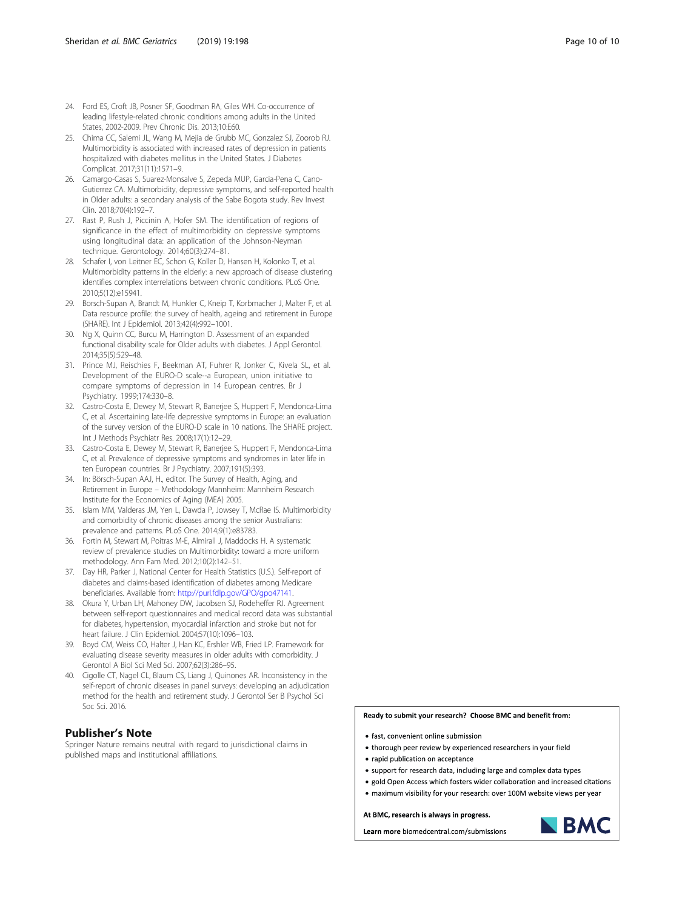24. Ford ES, Croft JB, Posner SF, Goodman RA, Giles WH. Co-occurrence of leading lifestyle-related chronic conditions among adults in the United States, 2002-2009. Prev Chronic Dis. 2013;10:E60.
25. Chima CC, Salemi JL, Wang M, Mejia de Grubb MC, Gonzalez SJ, Zoorob RJ. Multimorbidity is associated with increased rates of depression in patients hospitalized with diabetes mellitus in the United States. J Diabetes Complicat. 2017;31(11):1571–9.
26. Camargo-Casas S, Suarez-Monsalve S, Zepeda MUP, Garcia-Pena C, Cano-Gutierrez CA. Multimorbidity, depressive symptoms, and self-reported health in Older adults: a secondary analysis of the Sabe Bogota study. Rev Invest Clin. 2018;70(4):192–7.
27. Rast P, Rush J, Piccinin A, Hofer SM. The identification of regions of significance in the effect of multimorbidity on depressive symptoms using longitudinal data: an application of the Johnson-Neyman technique. Gerontology. 2014;60(3):274–81.
28. Schafer I, von Leitner EC, Schon G, Koller D, Hansen H, Kolonko T, et al. Multimorbidity patterns in the elderly: a new approach of disease clustering identifies complex interrelations between chronic conditions. PLoS One. 2010;5(12):e15941.
29. Borsch-Supan A, Brandt M, Hunkler C, Kneip T, Korbmacher J, Malter F, et al. Data resource profile: the survey of health, ageing and retirement in Europe (SHARE). Int J Epidemiol. 2013;42(4):992–1001.
30. Ng X, Quinn CC, Burcu M, Harrington D. Assessment of an expanded functional disability scale for Older adults with diabetes. J Appl Gerontol. 2014;35(5):529–48.
31. Prince MJ, Reischies F, Beekman AT, Fuhrer R, Jonker C, Kivela SL, et al. Development of the EURO-D scale--a European, union initiative to compare symptoms of depression in 14 European centres. Br J Psychiatry. 1999;174:330–8.
32. Castro-Costa E, Dewey M, Stewart R, Banerjee S, Huppert F, Mendonca-Lima C, et al. Ascertaining late-life depressive symptoms in Europe: an evaluation of the survey version of the EURO-D scale in 10 nations. The SHARE project. Int J Methods Psychiatr Res. 2008;17(1):12–29.
33. Castro-Costa E, Dewey M, Stewart R, Banerjee S, Huppert F, Mendonca-Lima C, et al. Prevalence of depressive symptoms and syndromes in later life in ten European countries. Br J Psychiatry. 2007;191(5):393.
34. In: Börsch-Supan AAJ, H., editor. The Survey of Health, Aging, and Retirement in Europe – Methodology Mannheim: Mannheim Research Institute for the Economics of Aging (MEA) 2005.
35. Islam MM, Valderas JM, Yen L, Dawda P, Jowsey T, McRae IS. Multimorbidity and comorbidity of chronic diseases among the senior Australians: prevalence and patterns. PLoS One. 2014;9(1):e83783.
36. Fortin M, Stewart M, Poitras M-E, Almirall J, Maddocks H. A systematic review of prevalence studies on Multimorbidity: toward a more uniform methodology. Ann Fam Med. 2012;10(2):142–51.
37. Day HR, Parker J, National Center for Health Statistics (U.S.). Self-report of diabetes and claims-based identification of diabetes among Medicare beneficiaries. Available from: http://purl.fdlp.gov/GPO/gpo47141.
38. Okura Y, Urban LH, Mahoney DW, Jacobsen SJ, Rodeheffer RJ. Agreement between self-report questionnaires and medical record data was substantial for diabetes, hypertension, myocardial infarction and stroke but not for heart failure. J Clin Epidemiol. 2004;57(10):1096–103.
39. Boyd CM, Weiss CO, Halter J, Han KC, Ershler WB, Fried LP. Framework for evaluating disease severity measures in older adults with comorbidity. J Gerontol A Biol Sci Med Sci. 2007;62(3):286–95.
40. Cigolle CT, Nagel CL, Blaum CS, Liang J, Quinones AR. Inconsistency in the self-report of chronic diseases in panel surveys: developing an adjudication method for the health and retirement study. J Gerontol Ser B Psychol Sci Soc Sci. 2016.

## Publisher's Note

Springer Nature remains neutral with regard to jurisdictional claims in published maps and institutional affiliations.

**Ready to submit your research? Choose BMC and benefit from:**

- fast, convenient online submission
- thorough peer review by experienced researchers in your field
- rapid publication on acceptance
- support for research data, including large and complex data types
- gold Open Access which fosters wider collaboration and increased citations
- maximum visibility for your research: over 100M website views per year

**At BMC, research is always in progress.**

**Learn more** biomedcentral.com/submissions

BMC